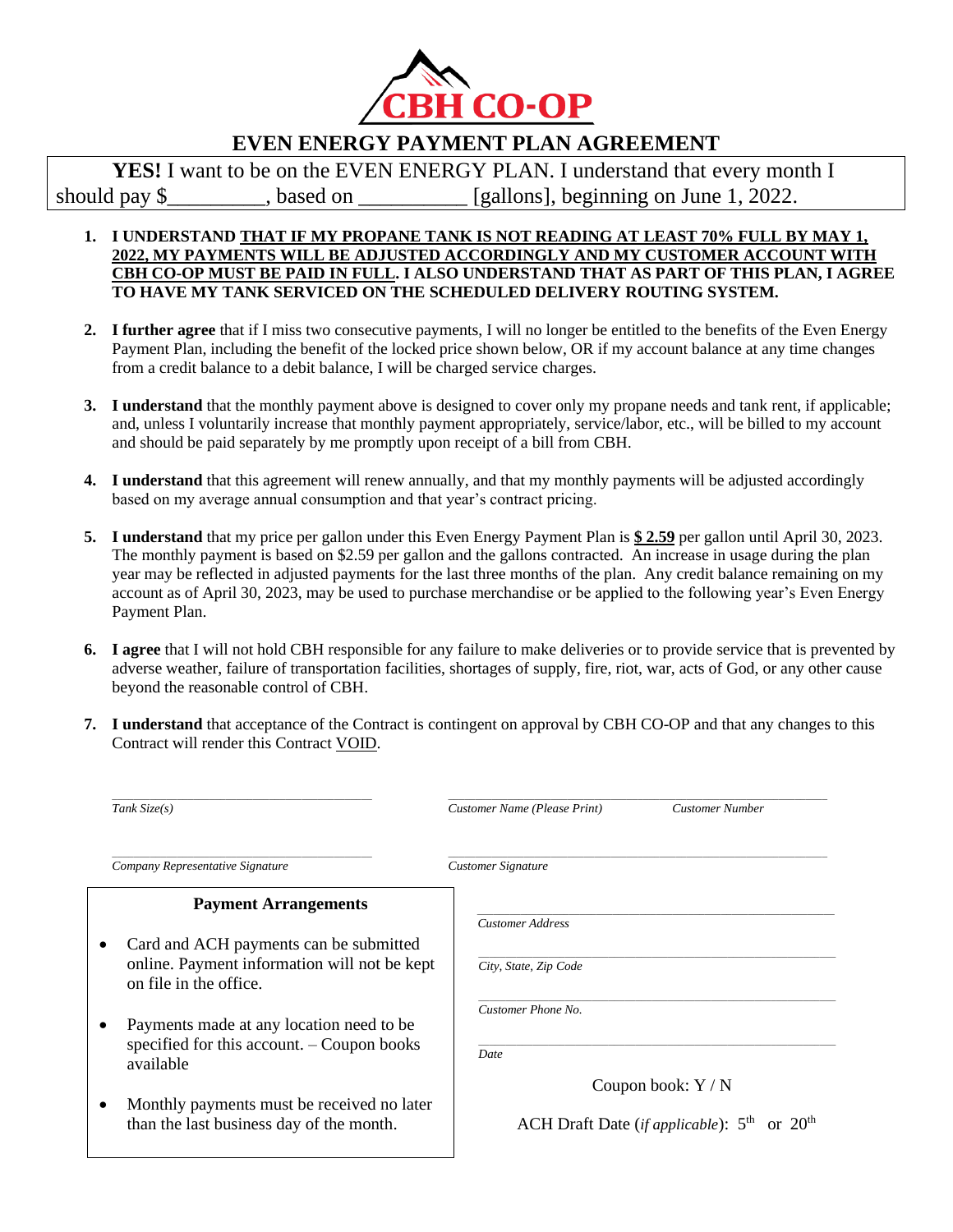# CBH CO-OP

## EVEN ENERGY PAYMENT PLAN AGREEMENT

**YES!** I want to be on the EVEN ENERGY PLAN. I understand that every month I should pay $_________, based on __________ [gallons], beginning on June 1, 2022.

1. **I UNDERSTAND THAT IF MY PROPANE TANK IS NOT READING AT LEAST 70% FULL BY MAY 1, 2022, MY PAYMENTS WILL BE ADJUSTED ACCORDINGLY AND MY CUSTOMER ACCOUNT WITH CBH CO-OP MUST BE PAID IN FULL. I ALSO UNDERSTAND THAT AS PART OF THIS PLAN, I AGREE TO HAVE MY TANK SERVICED ON THE SCHEDULED DELIVERY ROUTING SYSTEM.**

2. **I further agree** that if I miss two consecutive payments, I will no longer be entitled to the benefits of the Even Energy Payment Plan, including the benefit of the locked price shown below, OR if my account balance at any time changes from a credit balance to a debit balance, I will be charged service charges.

3. **I understand** that the monthly payment above is designed to cover only my propane needs and tank rent, if applicable; and, unless I voluntarily increase that monthly payment appropriately, service/labor, etc., will be billed to my account and should be paid separately by me promptly upon receipt of a bill from CBH.

4. **I understand** that this agreement will renew annually, and that my monthly payments will be adjusted accordingly based on my average annual consumption and that year's contract pricing.

5. **I understand** that my price per gallon under this Even Energy Payment Plan is **$ 2.59** per gallon until April 30, 2023. The monthly payment is based on $2.59 per gallon and the gallons contracted. An increase in usage during the plan year may be reflected in adjusted payments for the last three months of the plan. Any credit balance remaining on my account as of April 30, 2023, may be used to purchase merchandise or be applied to the following year's Even Energy Payment Plan.

6. **I agree** that I will not hold CBH responsible for any failure to make deliveries or to provide service that is prevented by adverse weather, failure of transportation facilities, shortages of supply, fire, riot, war, acts of God, or any other cause beyond the reasonable control of CBH.

7. **I understand** that acceptance of the Contract is contingent on approval by CBH CO-OP and that any changes to this Contract will render this Contract VOID.

_______________________________
*Tank Size(s)*

_______________________________
*Customer Name (Please Print)* *Customer Number*

_______________________________
*Company Representative Signature*

_______________________________
*Customer Signature*

**Payment Arrangements**

- Card and ACH payments can be submitted online. Payment information will not be kept on file in the office.
- Payments made at any location need to be specified for this account. – Coupon books available
- Monthly payments must be received no later than the last business day of the month.

_______________________________
*Customer Address*

_______________________________
*City, State, Zip Code*

_______________________________
*Customer Phone No.*

_______________________________
*Date*

Coupon book: Y / N

ACH Draft Date (*if applicable*): 5th or 20th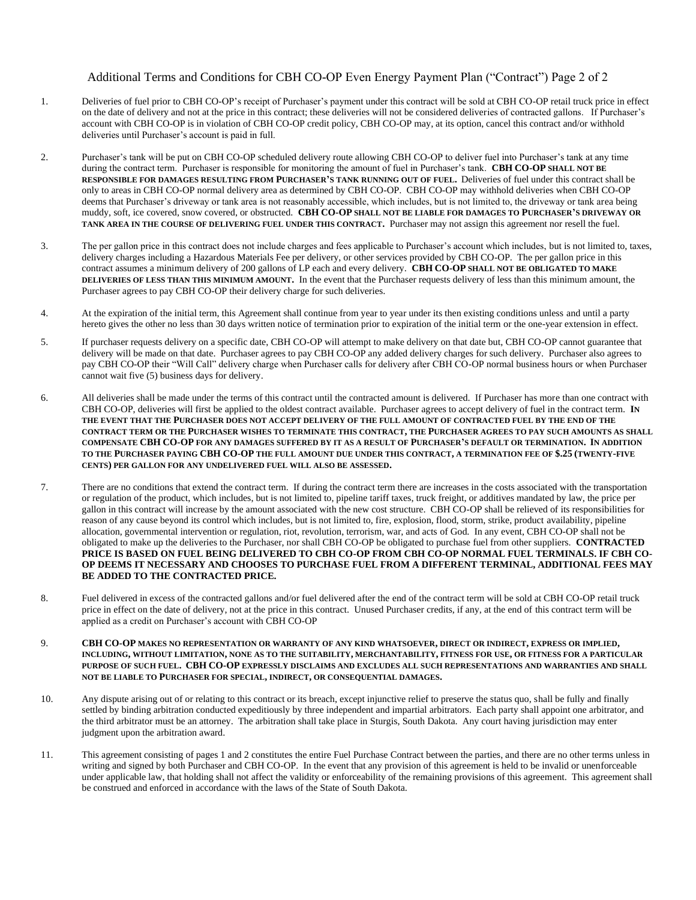## Additional Terms and Conditions for CBH CO-OP Even Energy Payment Plan ("Contract") Page 2 of 2

1. Deliveries of fuel prior to CBH CO-OP's receipt of Purchaser's payment under this contract will be sold at CBH CO-OP retail truck price in effect on the date of delivery and not at the price in this contract; these deliveries will not be considered deliveries of contracted gallons. If Purchaser's account with CBH CO-OP is in violation of CBH CO-OP credit policy, CBH CO-OP may, at its option, cancel this contract and/or withhold deliveries until Purchaser's account is paid in full.

2. Purchaser's tank will be put on CBH CO-OP scheduled delivery route allowing CBH CO-OP to deliver fuel into Purchaser's tank at any time during the contract term. Purchaser is responsible for monitoring the amount of fuel in Purchaser's tank. **CBH CO-OP SHALL NOT BE RESPONSIBLE FOR DAMAGES RESULTING FROM PURCHASER'S TANK RUNNING OUT OF FUEL.** Deliveries of fuel under this contract shall be only to areas in CBH CO-OP normal delivery area as determined by CBH CO-OP. CBH CO-OP may withhold deliveries when CBH CO-OP deems that Purchaser's driveway or tank area is not reasonably accessible, which includes, but is not limited to, the driveway or tank area being muddy, soft, ice covered, snow covered, or obstructed. **CBH CO-OP SHALL NOT BE LIABLE FOR DAMAGES TO PURCHASER'S DRIVEWAY OR TANK AREA IN THE COURSE OF DELIVERING FUEL UNDER THIS CONTRACT.** Purchaser may not assign this agreement nor resell the fuel.

3. The per gallon price in this contract does not include charges and fees applicable to Purchaser's account which includes, but is not limited to, taxes, delivery charges including a Hazardous Materials Fee per delivery, or other services provided by CBH CO-OP. The per gallon price in this contract assumes a minimum delivery of 200 gallons of LP each and every delivery. **CBH CO-OP SHALL NOT BE OBLIGATED TO MAKE DELIVERIES OF LESS THAN THIS MINIMUM AMOUNT.** In the event that the Purchaser requests delivery of less than this minimum amount, the Purchaser agrees to pay CBH CO-OP their delivery charge for such deliveries.

4. At the expiration of the initial term, this Agreement shall continue from year to year under its then existing conditions unless and until a party hereto gives the other no less than 30 days written notice of termination prior to expiration of the initial term or the one-year extension in effect.

5. If purchaser requests delivery on a specific date, CBH CO-OP will attempt to make delivery on that date but, CBH CO-OP cannot guarantee that delivery will be made on that date. Purchaser agrees to pay CBH CO-OP any added delivery charges for such delivery. Purchaser also agrees to pay CBH CO-OP their "Will Call" delivery charge when Purchaser calls for delivery after CBH CO-OP normal business hours or when Purchaser cannot wait five (5) business days for delivery.

6. All deliveries shall be made under the terms of this contract until the contracted amount is delivered. If Purchaser has more than one contract with CBH CO-OP, deliveries will first be applied to the oldest contract available. Purchaser agrees to accept delivery of fuel in the contract term. **IN THE EVENT THAT THE PURCHASER DOES NOT ACCEPT DELIVERY OF THE FULL AMOUNT OF CONTRACTED FUEL BY THE END OF THE CONTRACT TERM OR THE PURCHASER WISHES TO TERMINATE THIS CONTRACT, THE PURCHASER AGREES TO PAY SUCH AMOUNTS AS SHALL COMPENSATE CBH CO-OP FOR ANY DAMAGES SUFFERED BY IT AS A RESULT OF PURCHASER'S DEFAULT OR TERMINATION. IN ADDITION TO THE PURCHASER PAYING CBH CO-OP THE FULL AMOUNT DUE UNDER THIS CONTRACT, A TERMINATION FEE OF $.25 (TWENTY-FIVE CENTS) PER GALLON FOR ANY UNDELIVERED FUEL WILL ALSO BE ASSESSED.**

7. There are no conditions that extend the contract term. If during the contract term there are increases in the costs associated with the transportation or regulation of the product, which includes, but is not limited to, pipeline tariff taxes, truck freight, or additives mandated by law, the price per gallon in this contract will increase by the amount associated with the new cost structure. CBH CO-OP shall be relieved of its responsibilities for reason of any cause beyond its control which includes, but is not limited to, fire, explosion, flood, storm, strike, product availability, pipeline allocation, governmental intervention or regulation, riot, revolution, terrorism, war, and acts of God. In any event, CBH CO-OP shall not be obligated to make up the deliveries to the Purchaser, nor shall CBH CO-OP be obligated to purchase fuel from other suppliers. **CONTRACTED PRICE IS BASED ON FUEL BEING DELIVERED TO CBH CO-OP FROM CBH CO-OP NORMAL FUEL TERMINALS. IF CBH CO-OP DEEMS IT NECESSARY AND CHOOSES TO PURCHASE FUEL FROM A DIFFERENT TERMINAL, ADDITIONAL FEES MAY BE ADDED TO THE CONTRACTED PRICE.**

8. Fuel delivered in excess of the contracted gallons and/or fuel delivered after the end of the contract term will be sold at CBH CO-OP retail truck price in effect on the date of delivery, not at the price in this contract. Unused Purchaser credits, if any, at the end of this contract term will be applied as a credit on Purchaser's account with CBH CO-OP

9. **CBH CO-OP MAKES NO REPRESENTATION OR WARRANTY OF ANY KIND WHATSOEVER, DIRECT OR INDIRECT, EXPRESS OR IMPLIED, INCLUDING, WITHOUT LIMITATION, NONE AS TO THE SUITABILITY, MERCHANTABILITY, FITNESS FOR USE, OR FITNESS FOR A PARTICULAR PURPOSE OF SUCH FUEL. CBH CO-OP EXPRESSLY DISCLAIMS AND EXCLUDES ALL SUCH REPRESENTATIONS AND WARRANTIES AND SHALL NOT BE LIABLE TO PURCHASER FOR SPECIAL, INDIRECT, OR CONSEQUENTIAL DAMAGES.**

10. Any dispute arising out of or relating to this contract or its breach, except injunctive relief to preserve the status quo, shall be fully and finally settled by binding arbitration conducted expeditiously by three independent and impartial arbitrators. Each party shall appoint one arbitrator, and the third arbitrator must be an attorney. The arbitration shall take place in Sturgis, South Dakota. Any court having jurisdiction may enter judgment upon the arbitration award.

11. This agreement consisting of pages 1 and 2 constitutes the entire Fuel Purchase Contract between the parties, and there are no other terms unless in writing and signed by both Purchaser and CBH CO-OP. In the event that any provision of this agreement is held to be invalid or unenforceable under applicable law, that holding shall not affect the validity or enforceability of the remaining provisions of this agreement. This agreement shall be construed and enforced in accordance with the laws of the State of South Dakota.